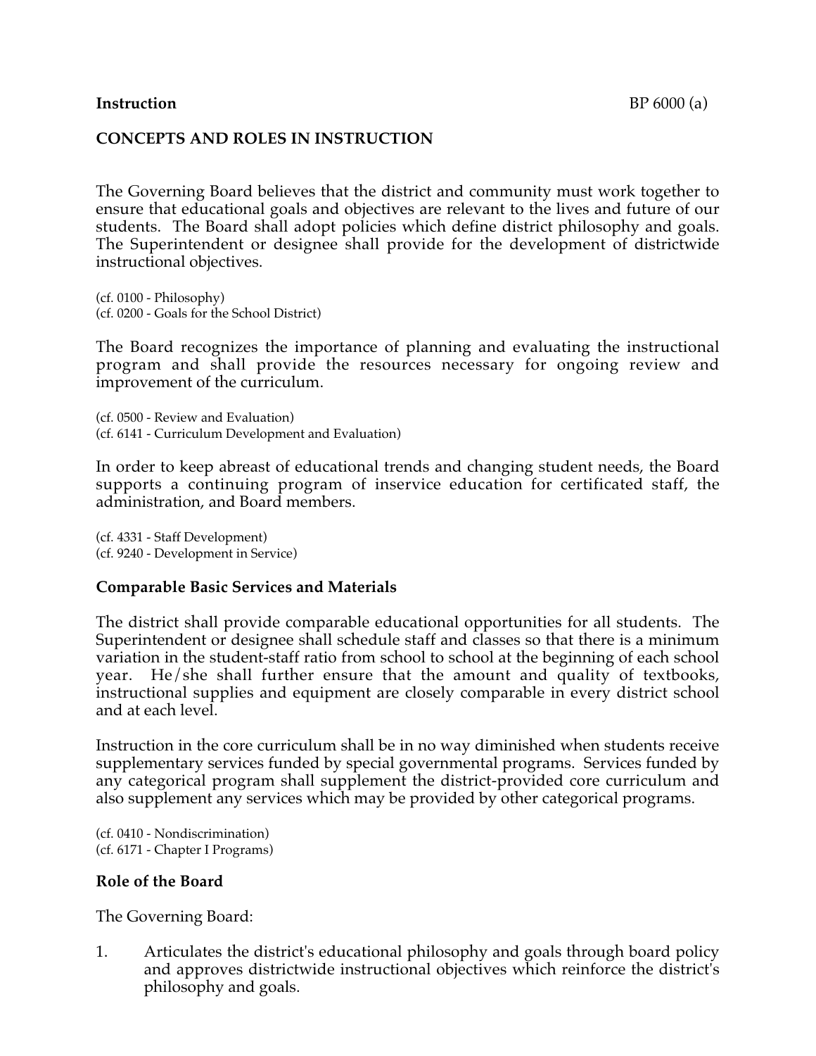**Instruction** BP 6000 (a)

# CONCEPTS AND ROLES IN INSTRUCTION

The Governing Board believes that the district and community must work together to ensure that educational goals and objectives are relevant to the lives and future of our students. The Board shall adopt policies which define district philosophy and goals. The Superintendent or designee shall provide for the development of districtwide instructional objectives.

(cf. 0100 - Philosophy)
(cf. 0200 - Goals for the School District)

The Board recognizes the importance of planning and evaluating the instructional program and shall provide the resources necessary for ongoing review and improvement of the curriculum.

(cf. 0500 - Review and Evaluation)
(cf. 6141 - Curriculum Development and Evaluation)

In order to keep abreast of educational trends and changing student needs, the Board supports a continuing program of inservice education for certificated staff, the administration, and Board members.

(cf. 4331 - Staff Development)
(cf. 9240 - Development in Service)

## Comparable Basic Services and Materials

The district shall provide comparable educational opportunities for all students. The Superintendent or designee shall schedule staff and classes so that there is a minimum variation in the student-staff ratio from school to school at the beginning of each school year. He/she shall further ensure that the amount and quality of textbooks, instructional supplies and equipment are closely comparable in every district school and at each level.

Instruction in the core curriculum shall be in no way diminished when students receive supplementary services funded by special governmental programs. Services funded by any categorical program shall supplement the district-provided core curriculum and also supplement any services which may be provided by other categorical programs.

(cf. 0410 - Nondiscrimination)
(cf. 6171 - Chapter I Programs)

## Role of the Board

The Governing Board:

1. Articulates the district's educational philosophy and goals through board policy and approves districtwide instructional objectives which reinforce the district's philosophy and goals.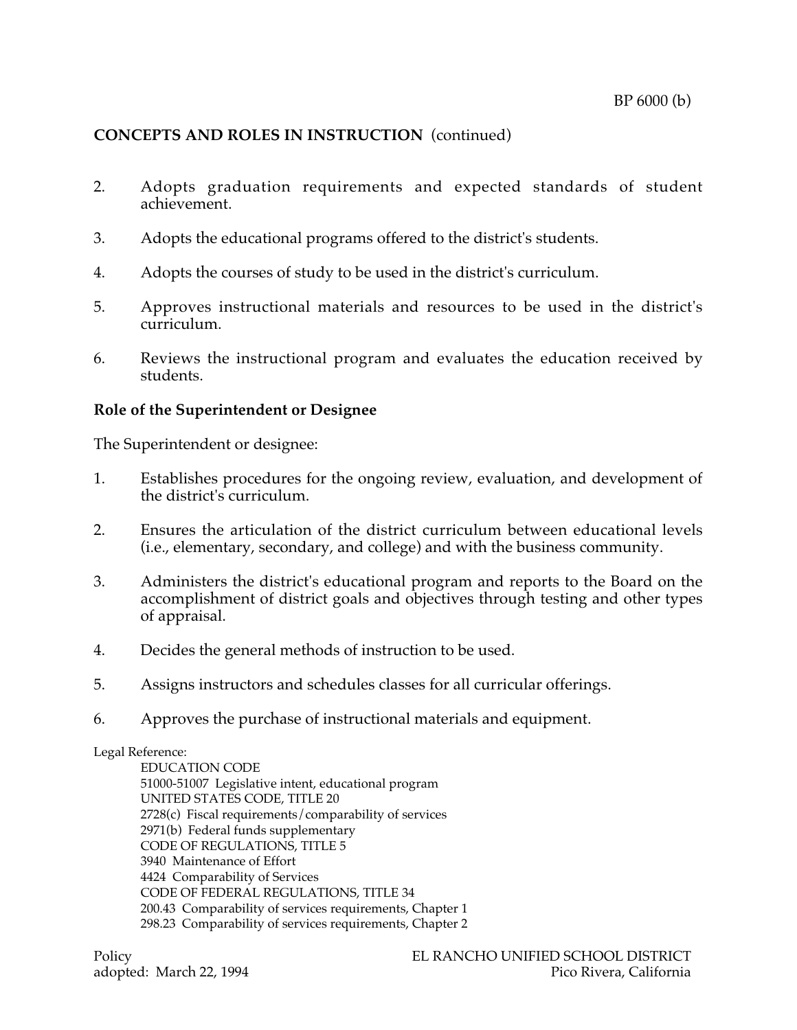**CONCEPTS AND ROLES IN INSTRUCTION** (continued)

2. Adopts graduation requirements and expected standards of student achievement.

3. Adopts the educational programs offered to the district's students.

4. Adopts the courses of study to be used in the district's curriculum.

5. Approves instructional materials and resources to be used in the district's curriculum.

6. Reviews the instructional program and evaluates the education received by students.

**Role of the Superintendent or Designee**

The Superintendent or designee:

1. Establishes procedures for the ongoing review, evaluation, and development of the district's curriculum.

2. Ensures the articulation of the district curriculum between educational levels (i.e., elementary, secondary, and college) and with the business community.

3. Administers the district's educational program and reports to the Board on the accomplishment of district goals and objectives through testing and other types of appraisal.

4. Decides the general methods of instruction to be used.

5. Assigns instructors and schedules classes for all curricular offerings.

6. Approves the purchase of instructional materials and equipment.

Legal Reference:

EDUCATION CODE
51000-51007 Legislative intent, educational program
UNITED STATES CODE, TITLE 20
2728(c) Fiscal requirements/comparability of services
2971(b) Federal funds supplementary
CODE OF REGULATIONS, TITLE 5
3940 Maintenance of Effort
4424 Comparability of Services
CODE OF FEDERAL REGULATIONS, TITLE 34
200.43 Comparability of services requirements, Chapter 1
298.23 Comparability of services requirements, Chapter 2

Policy
adopted: March 22, 1994

EL RANCHO UNIFIED SCHOOL DISTRICT
Pico Rivera, California